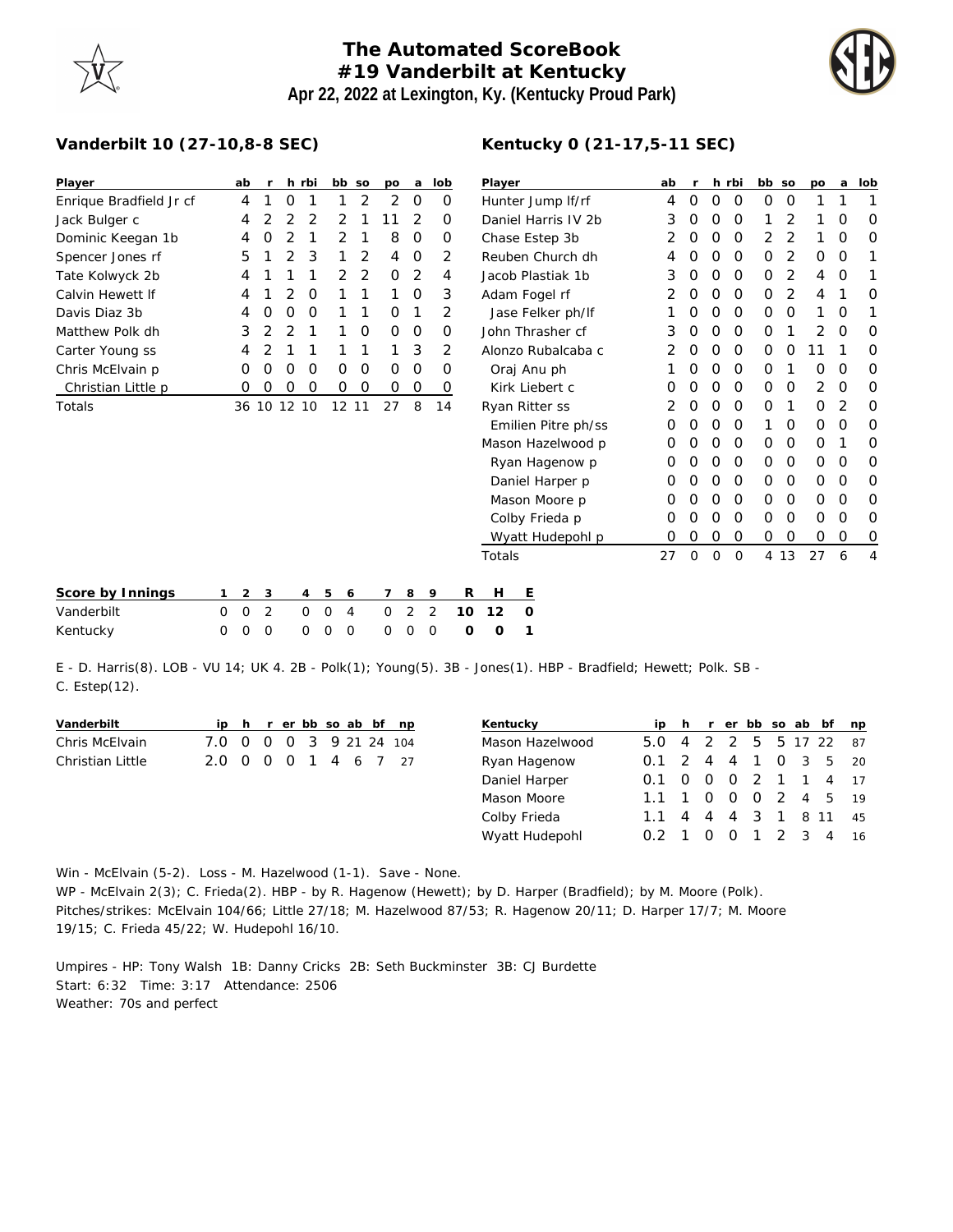# The Automated ScoreBook
## #19 Vanderbilt at Kentucky
### Apr 22, 2022 at Lexington, Ky. (Kentucky Proud Park)

**Vanderbilt 10 (27-10,8-8 SEC)**

| Player | ab | r | h | rbi | bb | so | po | a | lob |
|---|---|---|---|---|---|---|---|---|---|
| Enrique Bradfield Jr cf | 4 | 1 | 0 | 1 | 1 | 2 | 2 | 0 | 0 |
| Jack Bulger c | 4 | 2 | 2 | 2 | 2 | 1 | 11 | 2 | 0 |
| Dominic Keegan 1b | 4 | 0 | 2 | 1 | 2 | 1 | 8 | 0 | 0 |
| Spencer Jones rf | 5 | 1 | 2 | 3 | 1 | 2 | 4 | 0 | 2 |
| Tate Kolwyck 2b | 4 | 1 | 1 | 1 | 2 | 2 | 0 | 2 | 4 |
| Calvin Hewett lf | 4 | 1 | 2 | 0 | 1 | 1 | 1 | 0 | 3 |
| Davis Diaz 3b | 4 | 0 | 0 | 0 | 1 | 1 | 0 | 1 | 2 |
| Matthew Polk dh | 3 | 2 | 2 | 1 | 1 | 0 | 0 | 0 | 0 |
| Carter Young ss | 4 | 2 | 1 | 1 | 1 | 1 | 1 | 3 | 2 |
| Chris McElvain p | 0 | 0 | 0 | 0 | 0 | 0 | 0 | 0 | 0 |
| Christian Little p | 0 | 0 | 0 | 0 | 0 | 0 | 0 | 0 | 0 |
| Totals | 36 | 10 | 12 | 10 | 12 | 11 | 27 | 8 | 14 |

**Kentucky 0 (21-17,5-11 SEC)**

| Player | ab | r | h | rbi | bb | so | po | a | lob |
|---|---|---|---|---|---|---|---|---|---|
| Hunter Jump lf/rf | 4 | 0 | 0 | 0 | 0 | 0 | 1 | 1 | 1 |
| Daniel Harris IV 2b | 3 | 0 | 0 | 0 | 1 | 2 | 1 | 0 | 0 |
| Chase Estep 3b | 2 | 0 | 0 | 0 | 2 | 2 | 1 | 0 | 0 |
| Reuben Church dh | 4 | 0 | 0 | 0 | 0 | 2 | 0 | 0 | 1 |
| Jacob Plastiak 1b | 3 | 0 | 0 | 0 | 0 | 2 | 4 | 0 | 1 |
| Adam Fogel rf | 2 | 0 | 0 | 0 | 0 | 2 | 4 | 1 | 0 |
| Jase Felker ph/lf | 1 | 0 | 0 | 0 | 0 | 0 | 1 | 0 | 1 |
| John Thrasher cf | 3 | 0 | 0 | 0 | 0 | 1 | 2 | 0 | 0 |
| Alonzo Rubalcaba c | 2 | 0 | 0 | 0 | 0 | 0 | 11 | 1 | 0 |
| Oraj Anu ph | 1 | 0 | 0 | 0 | 0 | 1 | 0 | 0 | 0 |
| Kirk Liebert c | 0 | 0 | 0 | 0 | 0 | 0 | 2 | 0 | 0 |
| Ryan Ritter ss | 2 | 0 | 0 | 0 | 0 | 1 | 0 | 2 | 0 |
| Emilien Pitre ph/ss | 0 | 0 | 0 | 0 | 1 | 0 | 0 | 0 | 0 |
| Mason Hazelwood p | 0 | 0 | 0 | 0 | 0 | 0 | 0 | 1 | 0 |
| Ryan Hagenow p | 0 | 0 | 0 | 0 | 0 | 0 | 0 | 0 | 0 |
| Daniel Harper p | 0 | 0 | 0 | 0 | 0 | 0 | 0 | 0 | 0 |
| Mason Moore p | 0 | 0 | 0 | 0 | 0 | 0 | 0 | 0 | 0 |
| Colby Frieda p | 0 | 0 | 0 | 0 | 0 | 0 | 0 | 0 | 0 |
| Wyatt Hudepohl p | 0 | 0 | 0 | 0 | 0 | 0 | 0 | 0 | 0 |
| Totals | 27 | 0 | 0 | 0 | 4 | 13 | 27 | 6 | 4 |

| Score by Innings | 1 | 2 | 3 | 4 | 5 | 6 | 7 | 8 | 9 | R | H | E |
|---|---|---|---|---|---|---|---|---|---|---|---|---|
| Vanderbilt | 0 | 0 | 2 | 0 | 0 | 4 | 0 | 2 | 2 | **10** | **12** | **0** |
| Kentucky | 0 | 0 | 0 | 0 | 0 | 0 | 0 | 0 | 0 | **0** | **0** | **1** |

E - D. Harris(8). LOB - VU 14; UK 4. 2B - Polk(1); Young(5). 3B - Jones(1). HBP - Bradfield; Hewett; Polk. SB - C. Estep(12).

| Vanderbilt | ip | h | r | er | bb | so | ab | bf | np |
|---|---|---|---|---|---|---|---|---|---|
| Chris McElvain | 7.0 | 0 | 0 | 0 | 3 | 9 | 21 | 24 | 104 |
| Christian Little | 2.0 | 0 | 0 | 0 | 1 | 4 | 6 | 7 | 27 |

| Kentucky | ip | h | r | er | bb | so | ab | bf | np |
|---|---|---|---|---|---|---|---|---|---|
| Mason Hazelwood | 5.0 | 4 | 2 | 2 | 5 | 5 | 17 | 22 | 87 |
| Ryan Hagenow | 0.1 | 2 | 4 | 4 | 1 | 0 | 3 | 5 | 20 |
| Daniel Harper | 0.1 | 0 | 0 | 0 | 2 | 1 | 1 | 4 | 17 |
| Mason Moore | 1.1 | 1 | 0 | 0 | 0 | 2 | 4 | 5 | 19 |
| Colby Frieda | 1.1 | 4 | 4 | 4 | 3 | 1 | 8 | 11 | 45 |
| Wyatt Hudepohl | 0.2 | 1 | 0 | 0 | 1 | 2 | 3 | 4 | 16 |

Win - McElvain (5-2). Loss - M. Hazelwood (1-1). Save - None.
WP - McElvain 2(3); C. Frieda(2). HBP - by R. Hagenow (Hewett); by D. Harper (Bradfield); by M. Moore (Polk).
Pitches/strikes: McElvain 104/66; Little 27/18; M. Hazelwood 87/53; R. Hagenow 20/11; D. Harper 17/7; M. Moore 19/15; C. Frieda 45/22; W. Hudepohl 16/10.

Umpires - HP: Tony Walsh 1B: Danny Cricks 2B: Seth Buckminster 3B: CJ Burdette
Start: 6:32 Time: 3:17 Attendance: 2506
Weather: 70s and perfect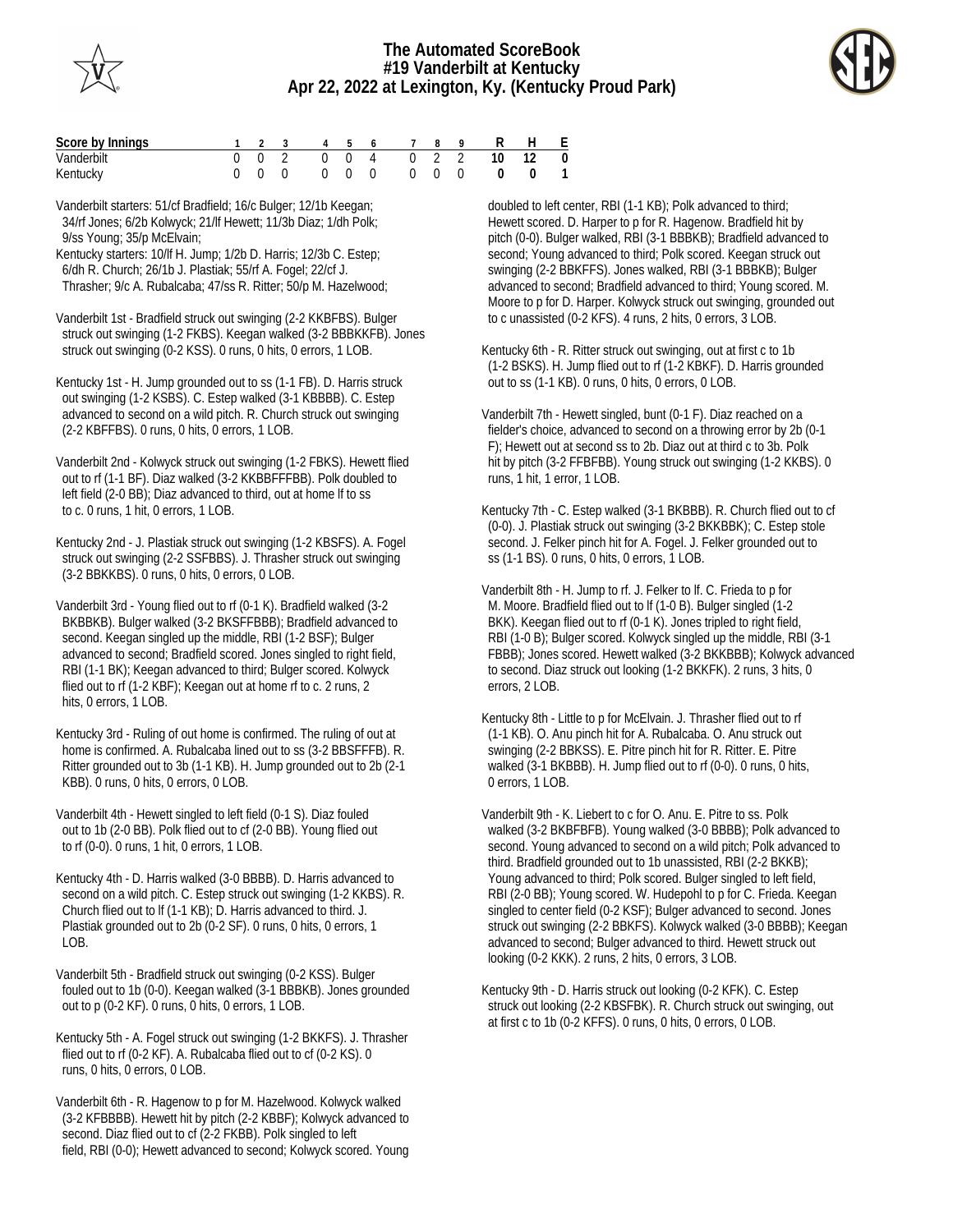# The Automated ScoreBook
## #19 Vanderbilt at Kentucky
## Apr 22, 2022 at Lexington, Ky. (Kentucky Proud Park)

| Score by Innings | 1 | 2 | 3 | 4 | 5 | 6 | 7 | 8 | 9 | R | H | E |
|---|---|---|---|---|---|---|---|---|---|---|---|---|
| Vanderbilt | 0 | 0 | 2 | 0 | 0 | 4 | 0 | 2 | 2 | 10 | 12 | 0 |
| Kentucky | 0 | 0 | 0 | 0 | 0 | 0 | 0 | 0 | 0 | 0 | 0 | 1 |

Vanderbilt starters: 51/cf Bradfield; 16/c Bulger; 12/1b Keegan; 34/rf Jones; 6/2b Kolwyck; 21/lf Hewett; 11/3b Diaz; 1/dh Polk; 9/ss Young; 35/p McElvain;

Kentucky starters: 10/lf H. Jump; 1/2b D. Harris; 12/3b C. Estep; 6/dh R. Church; 26/1b J. Plastiak; 55/rf A. Fogel; 22/cf J. Thrasher; 9/c A. Rubalcaba; 47/ss R. Ritter; 50/p M. Hazelwood;

Vanderbilt 1st - Bradfield struck out swinging (2-2 KKBFBS). Bulger struck out swinging (1-2 FKBS). Keegan walked (3-2 BBBKKFB). Jones struck out swinging (0-2 KSS). 0 runs, 0 hits, 0 errors, 1 LOB.

Kentucky 1st - H. Jump grounded out to ss (1-1 FB). D. Harris struck out swinging (1-2 KSBS). C. Estep walked (3-1 KBBBB). C. Estep advanced to second on a wild pitch. R. Church struck out swinging (2-2 KBFFBS). 0 runs, 0 hits, 0 errors, 1 LOB.

Vanderbilt 2nd - Kolwyck struck out swinging (1-2 FBKS). Hewett flied out to rf (1-1 BF). Diaz walked (3-2 KKBBFFFBB). Polk doubled to left field (2-0 BB); Diaz advanced to third, out at home lf to ss to c. 0 runs, 1 hit, 0 errors, 1 LOB.

Kentucky 2nd - J. Plastiak struck out swinging (1-2 KBSFS). A. Fogel struck out swinging (2-2 SSFBBS). J. Thrasher struck out swinging (3-2 BBKKBS). 0 runs, 0 hits, 0 errors, 0 LOB.

Vanderbilt 3rd - Young flied out to rf (0-1 K). Bradfield walked (3-2 BKBBKB). Bulger walked (3-2 BKSFFBBB); Bradfield advanced to second. Keegan singled up the middle, RBI (1-2 BSF); Bulger advanced to second; Bradfield scored. Jones singled to right field, RBI (1-1 BK); Keegan advanced to third; Bulger scored. Kolwyck flied out to rf (1-2 KBF); Keegan out at home rf to c. 2 runs, 2 hits, 0 errors, 1 LOB.

Kentucky 3rd - Ruling of out home is confirmed. The ruling of out at home is confirmed. A. Rubalcaba lined out to ss (3-2 BBSFFFB). R. Ritter grounded out to 3b (1-1 KB). H. Jump grounded out to 2b (2-1 KBB). 0 runs, 0 hits, 0 errors, 0 LOB.

Vanderbilt 4th - Hewett singled to left field (0-1 S). Diaz fouled out to 1b (2-0 BB). Polk flied out to cf (2-0 BB). Young flied out to rf (0-0). 0 runs, 1 hit, 0 errors, 1 LOB.

Kentucky 4th - D. Harris walked (3-0 BBBB). D. Harris advanced to second on a wild pitch. C. Estep struck out swinging (1-2 KKBS). R. Church flied out to lf (1-1 KB); D. Harris advanced to third. J. Plastiak grounded out to 2b (0-2 SF). 0 runs, 0 hits, 0 errors, 1 LOB.

Vanderbilt 5th - Bradfield struck out swinging (0-2 KSS). Bulger fouled out to 1b (0-0). Keegan walked (3-1 BBBKB). Jones grounded out to p (0-2 KF). 0 runs, 0 hits, 0 errors, 1 LOB.

Kentucky 5th - A. Fogel struck out swinging (1-2 BKKFS). J. Thrasher flied out to rf (0-2 KF). A. Rubalcaba flied out to cf (0-2 KS). 0 runs, 0 hits, 0 errors, 0 LOB.

Vanderbilt 6th - R. Hagenow to p for M. Hazelwood. Kolwyck walked (3-2 KFBBBB). Hewett hit by pitch (2-2 KBBF); Kolwyck advanced to second. Diaz flied out to cf (2-2 FKBB). Polk singled to left field, RBI (0-0); Hewett advanced to second; Kolwyck scored. Young doubled to left center, RBI (1-1 KB); Polk advanced to third; Hewett scored. D. Harper to p for R. Hagenow. Bradfield hit by pitch (0-0). Bulger walked, RBI (3-1 BBBKB); Bradfield advanced to second; Young advanced to third; Polk scored. Keegan struck out swinging (2-2 BBKFFS). Jones walked, RBI (3-1 BBBKB); Bulger advanced to second; Bradfield advanced to third; Young scored. M. Moore to p for D. Harper. Kolwyck struck out swinging, grounded out to c unassisted (0-2 KFS). 4 runs, 2 hits, 0 errors, 3 LOB.

Kentucky 6th - R. Ritter struck out swinging, out at first c to 1b (1-2 BSKS). H. Jump flied out to rf (1-2 KBKF). D. Harris grounded out to ss (1-1 KB). 0 runs, 0 hits, 0 errors, 0 LOB.

Vanderbilt 7th - Hewett singled, bunt (0-1 F). Diaz reached on a fielder's choice, advanced to second on a throwing error by 2b (0-1 F); Hewett out at second ss to 2b. Diaz out at third c to 3b. Polk hit by pitch (3-2 FFBFBB). Young struck out swinging (1-2 KKBS). 0 runs, 1 hit, 1 error, 1 LOB.

Kentucky 7th - C. Estep walked (3-1 BKBBB). R. Church flied out to cf (0-0). J. Plastiak struck out swinging (3-2 BKKBBK); C. Estep stole second. J. Felker pinch hit for A. Fogel. J. Felker grounded out to ss (1-1 BS). 0 runs, 0 hits, 0 errors, 1 LOB.

Vanderbilt 8th - H. Jump to rf. J. Felker to lf. C. Frieda to p for M. Moore. Bradfield flied out to lf (1-0 B). Bulger singled (1-2 BKK). Keegan flied out to rf (0-1 K). Jones tripled to right field, RBI (1-0 B); Bulger scored. Kolwyck singled up the middle, RBI (3-1 FBBB); Jones scored. Hewett walked (3-2 BKKBBB); Kolwyck advanced to second. Diaz struck out looking (1-2 BKKFK). 2 runs, 3 hits, 0 errors, 2 LOB.

Kentucky 8th - Little to p for McElvain. J. Thrasher flied out to rf (1-1 KB). O. Anu pinch hit for A. Rubalcaba. O. Anu struck out swinging (2-2 BBKSS). E. Pitre pinch hit for R. Ritter. E. Pitre walked (3-1 BKBBB). H. Jump flied out to rf (0-0). 0 runs, 0 hits, 0 errors, 1 LOB.

Vanderbilt 9th - K. Liebert to c for O. Anu. E. Pitre to ss. Polk walked (3-2 BKBFBFB). Young walked (3-0 BBBB); Polk advanced to second. Young advanced to second on a wild pitch; Polk advanced to third. Bradfield grounded out to 1b unassisted, RBI (2-2 BKKB); Young advanced to third; Polk scored. Bulger singled to left field, RBI (2-0 BB); Young scored. W. Hudepohl to p for C. Frieda. Keegan singled to center field (0-2 KSF); Bulger advanced to second. Jones struck out swinging (2-2 BBKFS). Kolwyck walked (3-0 BBBB); Keegan advanced to second; Bulger advanced to third. Hewett struck out looking (0-2 KKK). 2 runs, 2 hits, 0 errors, 3 LOB.

Kentucky 9th - D. Harris struck out looking (0-2 KFK). C. Estep struck out looking (2-2 KBSFBK). R. Church struck out swinging, out at first c to 1b (0-2 KFFS). 0 runs, 0 hits, 0 errors, 0 LOB.